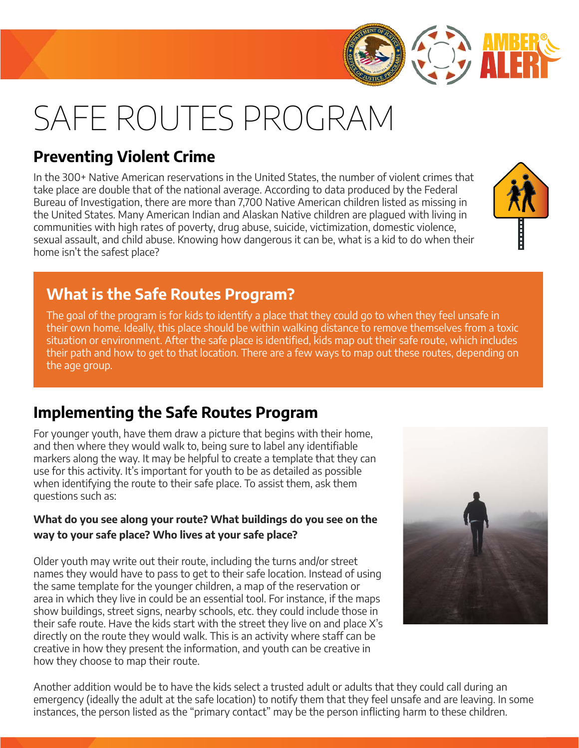# SAFE ROUTES PROGRAM

## Preventing Violent Crime

In the 300+ Native American reservations in the United States, the number of violent crimes that take place are double that of the national average. According to data produced by the Federal Bureau of Investigation, there are more than 7,700 Native American children listed as missing in the United States. Many American Indian and Alaskan Native children are plagued with living in communities with high rates of poverty, drug abuse, suicide, victimization, domestic violence, sexual assault, and child abuse. Knowing how dangerous it can be, what is a kid to do when their home isn't the safest place?

## What is the Safe Routes Program?

The goal of the program is for kids to identify a place that they could go to when they feel unsafe in their own home. Ideally, this place should be within walking distance to remove themselves from a toxic situation or environment. After the safe place is identified, kids map out their safe route, which includes their path and how to get to that location. There are a few ways to map out these routes, depending on the age group.

## Implementing the Safe Routes Program

For younger youth, have them draw a picture that begins with their home, and then where they would walk to, being sure to label any identifiable markers along the way. It may be helpful to create a template that they can use for this activity. It's important for youth to be as detailed as possible when identifying the route to their safe place. To assist them, ask them questions such as:

**What do you see along your route? What buildings do you see on the way to your safe place? Who lives at your safe place?**

Older youth may write out their route, including the turns and/or street names they would have to pass to get to their safe location. Instead of using the same template for the younger children, a map of the reservation or area in which they live in could be an essential tool. For instance, if the maps show buildings, street signs, nearby schools, etc. they could include those in their safe route. Have the kids start with the street they live on and place X's directly on the route they would walk. This is an activity where staff can be creative in how they present the information, and youth can be creative in how they choose to map their route.

Another addition would be to have the kids select a trusted adult or adults that they could call during an emergency (ideally the adult at the safe location) to notify them that they feel unsafe and are leaving. In some instances, the person listed as the "primary contact" may be the person inflicting harm to these children.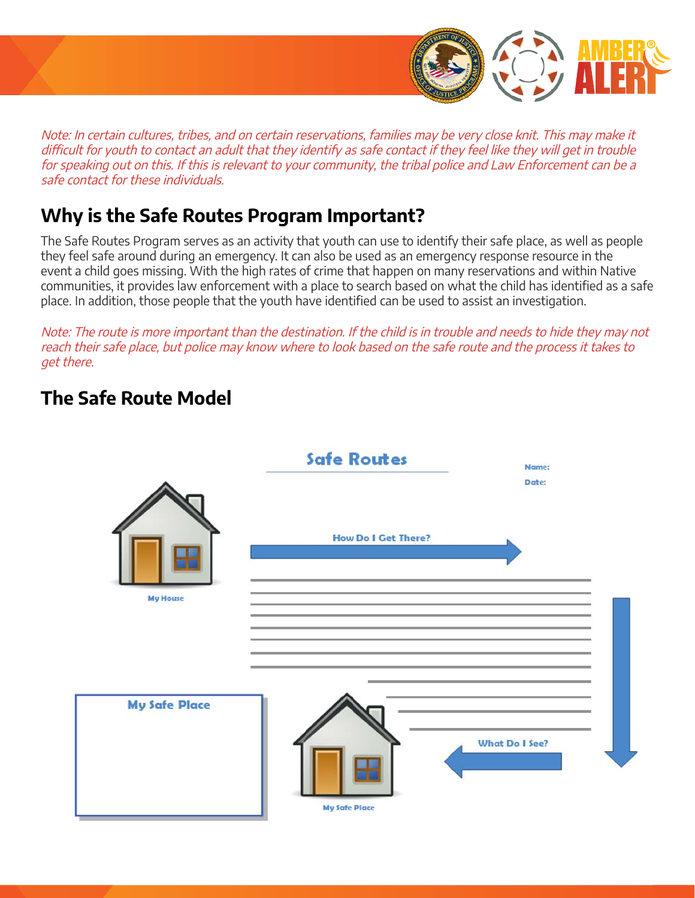*Note: In certain cultures, tribes, and on certain reservations, families may be very close knit. This may make it difficult for youth to contact an adult that they identify as safe contact if they feel like they will get in trouble for speaking out on this. If this is relevant to your community, the tribal police and Law Enforcement can be a safe contact for these individuals.*

## Why is the Safe Routes Program Important?

The Safe Routes Program serves as an activity that youth can use to identify their safe place, as well as people they feel safe around during an emergency. It can also be used as an emergency response resource in the event a child goes missing. With the high rates of crime that happen on many reservations and within Native communities, it provides law enforcement with a place to search based on what the child has identified as a safe place. In addition, those people that the youth have identified can be used to assist an investigation.

*Note: The route is more important than the destination. If the child is in trouble and needs to hide they may not reach their safe place, but police may know where to look based on the safe route and the process it takes to get there.*

## The Safe Route Model

**Safe Routes**

Name:

Date:

My House

How Do I Get There?

What Do I See?

My Safe Place

My Safe Place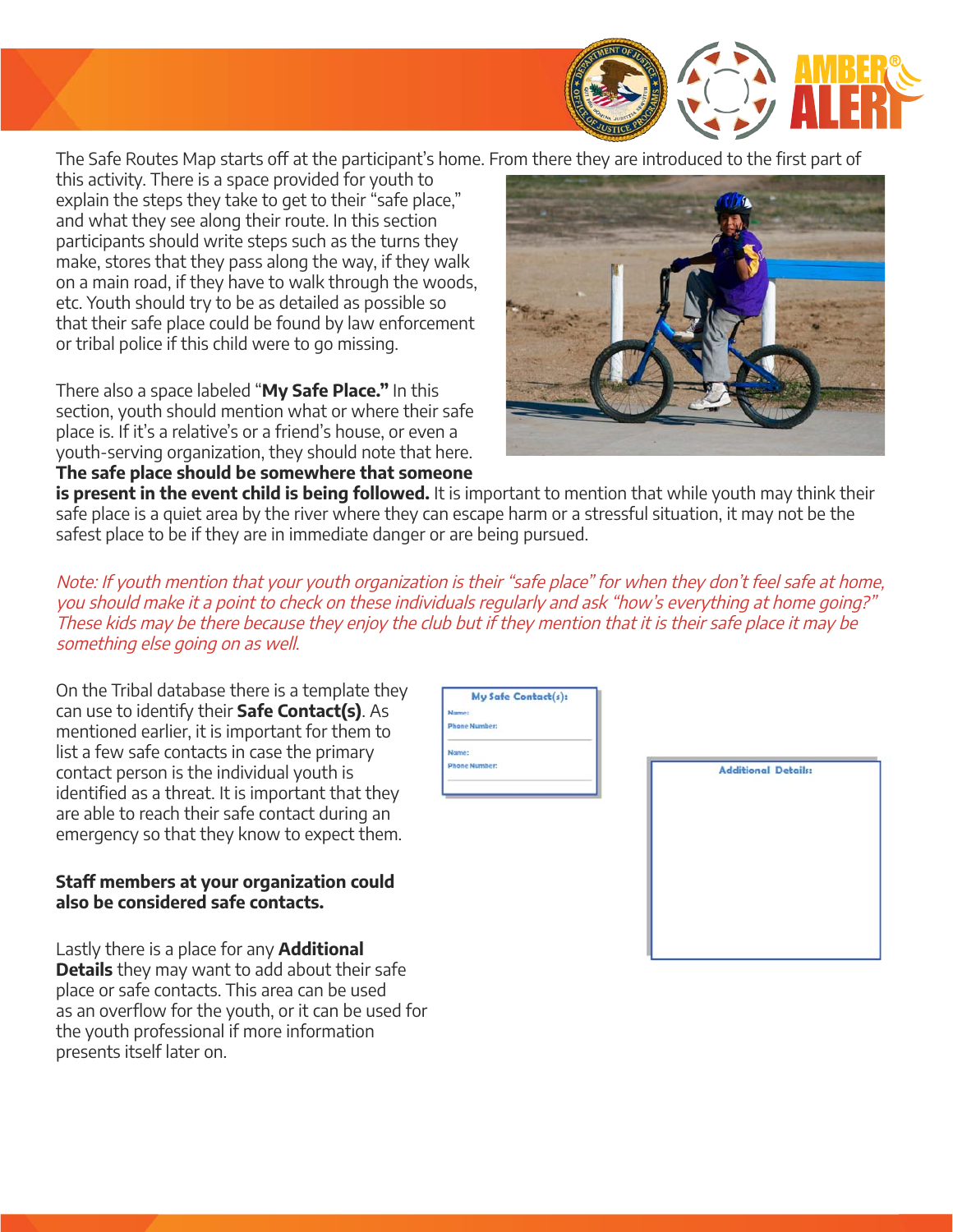The Safe Routes Map starts off at the participant's home. From there they are introduced to the first part of this activity. There is a space provided for youth to explain the steps they take to get to their "safe place," and what they see along their route. In this section participants should write steps such as the turns they make, stores that they pass along the way, if they walk on a main road, if they have to walk through the woods, etc. Youth should try to be as detailed as possible so that their safe place could be found by law enforcement or tribal police if this child were to go missing.

There also a space labeled "**My Safe Place."** In this section, youth should mention what or where their safe place is. If it's a relative's or a friend's house, or even a youth-serving organization, they should note that here. **The safe place should be somewhere that someone is present in the event child is being followed.** It is important to mention that while youth may think their safe place is a quiet area by the river where they can escape harm or a stressful situation, it may not be the safest place to be if they are in immediate danger or are being pursued.

*Note: If youth mention that your youth organization is their "safe place" for when they don't feel safe at home, you should make it a point to check on these individuals regularly and ask "how's everything at home going?" These kids may be there because they enjoy the club but if they mention that it is their safe place it may be something else going on as well.*

On the Tribal database there is a template they can use to identify their **Safe Contact(s)**. As mentioned earlier, it is important for them to list a few safe contacts in case the primary contact person is the individual youth is identified as a threat. It is important that they are able to reach their safe contact during an emergency so that they know to expect them.

**My Safe Contact(s):**

Name:
Phone Number:

Name:
Phone Number:

**Staff members at your organization could also be considered safe contacts.**

Lastly there is a place for any **Additional Details** they may want to add about their safe place or safe contacts. This area can be used as an overflow for the youth, or it can be used for the youth professional if more information presents itself later on.

**Additional Details:**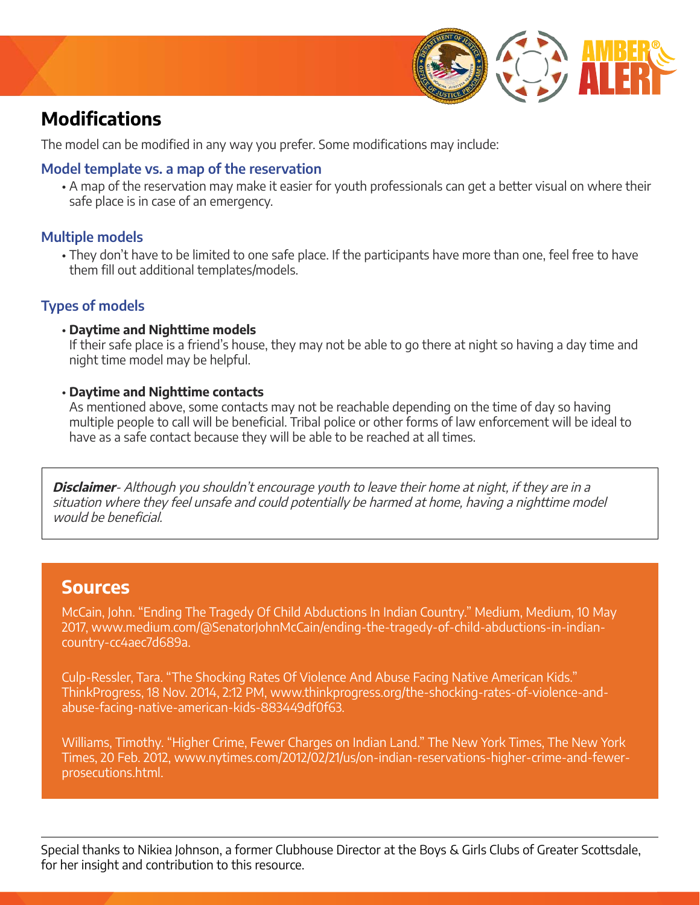## Modifications

The model can be modified in any way you prefer. Some modifications may include:

### Model template vs. a map of the reservation

- A map of the reservation may make it easier for youth professionals can get a better visual on where their safe place is in case of an emergency.

### Multiple models

- They don't have to be limited to one safe place. If the participants have more than one, feel free to have them fill out additional templates/models.

### Types of models

- **Daytime and Nighttime models**
  If their safe place is a friend's house, they may not be able to go there at night so having a day time and night time model may be helpful.

- **Daytime and Nighttime contacts**
  As mentioned above, some contacts may not be reachable depending on the time of day so having multiple people to call will be beneficial. Tribal police or other forms of law enforcement will be ideal to have as a safe contact because they will be able to be reached at all times.

***Disclaimer****- Although you shouldn't encourage youth to leave their home at night, if they are in a situation where they feel unsafe and could potentially be harmed at home, having a nighttime model would be beneficial.*

## Sources

McCain, John. "Ending The Tragedy Of Child Abductions In Indian Country." Medium, Medium, 10 May 2017, www.medium.com/@SenatorJohnMcCain/ending-the-tragedy-of-child-abductions-in-indian-country-cc4aec7d689a.

Culp-Ressler, Tara. "The Shocking Rates Of Violence And Abuse Facing Native American Kids." ThinkProgress, 18 Nov. 2014, 2:12 PM, www.thinkprogress.org/the-shocking-rates-of-violence-and-abuse-facing-native-american-kids-883449df0f63.

Williams, Timothy. "Higher Crime, Fewer Charges on Indian Land." The New York Times, The New York Times, 20 Feb. 2012, www.nytimes.com/2012/02/21/us/on-indian-reservations-higher-crime-and-fewer-prosecutions.html.

Special thanks to Nikiea Johnson, a former Clubhouse Director at the Boys & Girls Clubs of Greater Scottsdale, for her insight and contribution to this resource.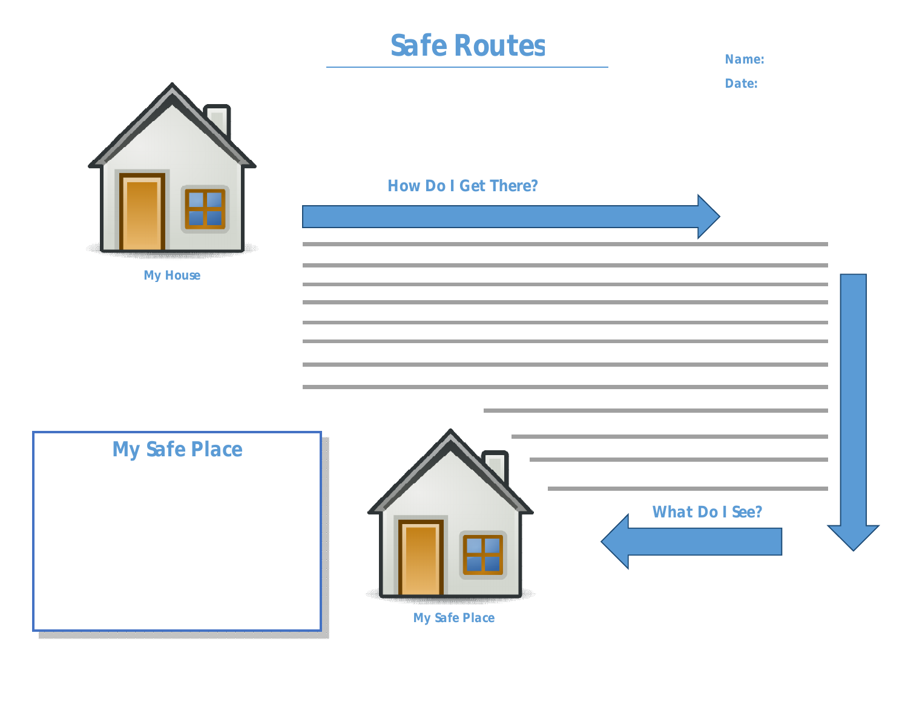# Safe Routes

Name:

Date:

My House

How Do I Get There?

What Do I See?

My Safe Place

## My Safe Place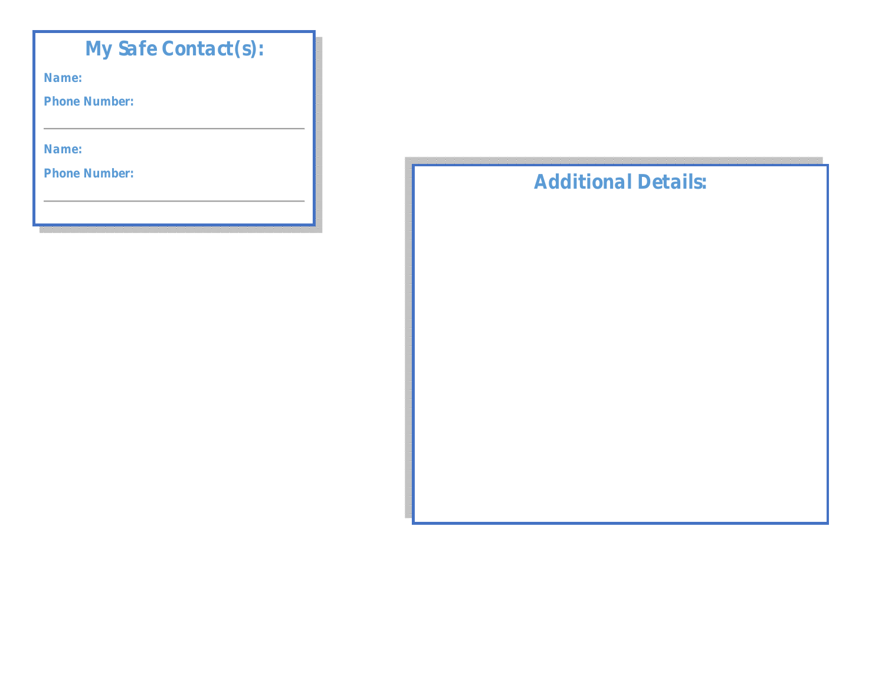## My Safe Contact(s):

**Name:**

**Phone Number:**

---

**Name:**

**Phone Number:**

---

## Additional Details: